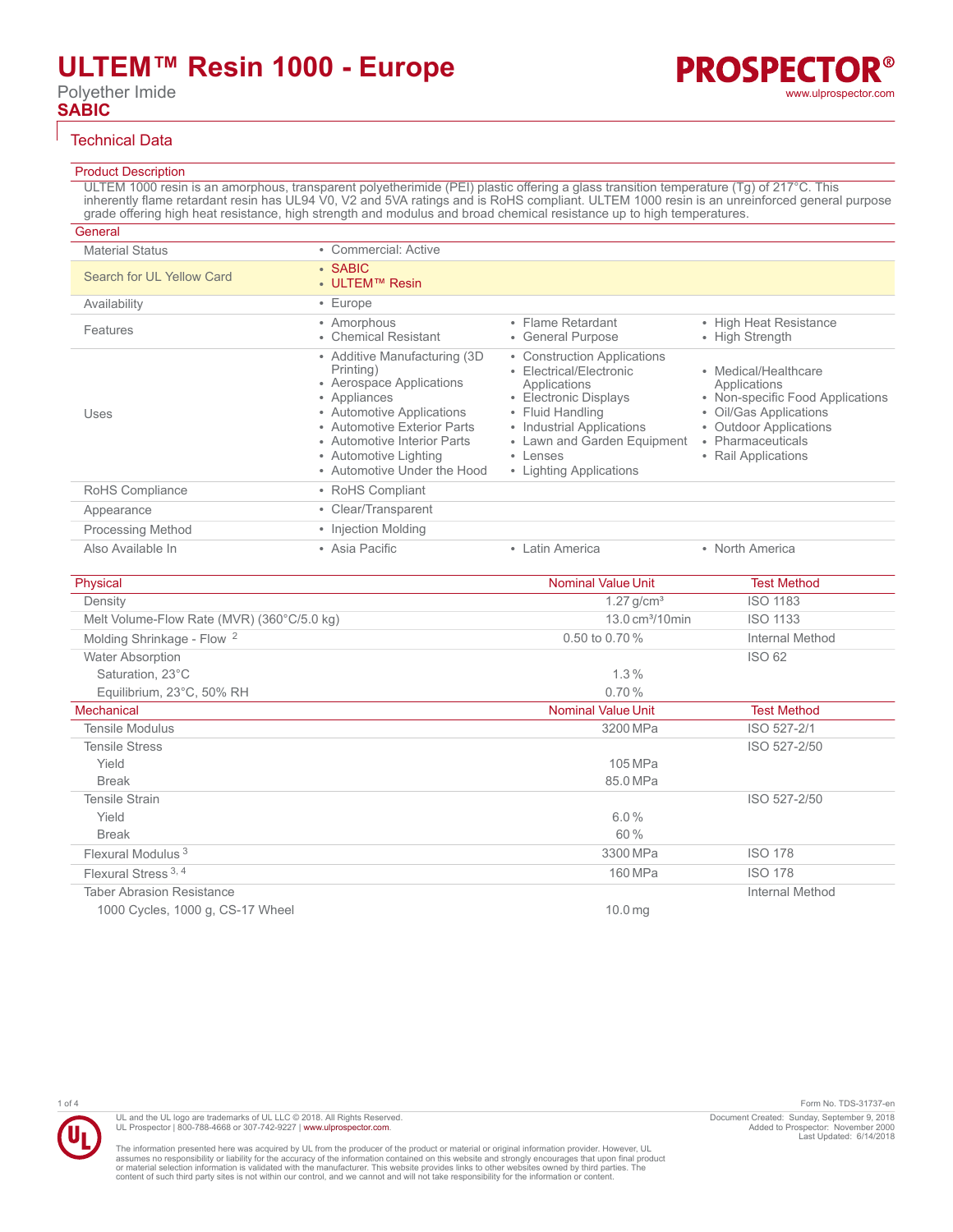# ULTEM™ Resin 1000 - Europe

Polyether Imide

**SABIC**

## Technical Data

### Product Description

ULTEM 1000 resin is an amorphous, transparent polyetherimide (PEI) plastic offering a glass transition temperature (Tg) of 217°C. This inherently flame retardant resin has UL94 V0, V2 and 5VA ratings and is RoHS compliant. ULTEM 1000 resin is an unreinforced general purpose grade offering high heat resistance, high strength and modulus and broad chemical resistance up to high temperatures.

### General

| | | | |
|---|---|---|---|
| Material Status | • Commercial: Active | | |
| Search for UL Yellow Card | • SABIC<br>• ULTEM™ Resin | | |
| Availability | • Europe | | |
| Features | • Amorphous<br>• Chemical Resistant | • Flame Retardant<br>• General Purpose | • High Heat Resistance<br>• High Strength |
| Uses | • Additive Manufacturing (3D Printing)<br>• Aerospace Applications<br>• Appliances<br>• Automotive Applications<br>• Automotive Exterior Parts<br>• Automotive Interior Parts<br>• Automotive Lighting<br>• Automotive Under the Hood | • Construction Applications<br>• Electrical/Electronic Applications<br>• Electronic Displays<br>• Fluid Handling<br>• Industrial Applications<br>• Lawn and Garden Equipment<br>• Lenses<br>• Lighting Applications | • Medical/Healthcare Applications<br>• Non-specific Food Applications<br>• Oil/Gas Applications<br>• Outdoor Applications<br>• Pharmaceuticals<br>• Rail Applications |
| RoHS Compliance | • RoHS Compliant | | |
| Appearance | • Clear/Transparent | | |
| Processing Method | • Injection Molding | | |
| Also Available In | • Asia Pacific | • Latin America | • North America |

| Physical | Nominal Value Unit | Test Method |
|---|---|---|
| Density | 1.27 g/cm³ | ISO 1183 |
| Melt Volume-Flow Rate (MVR) (360°C/5.0 kg) | 13.0 cm³/10min | ISO 1133 |
| Molding Shrinkage - Flow [2] | 0.50 to 0.70 % | Internal Method |
| Water Absorption | | ISO 62 |
| Saturation, 23°C | 1.3 % | |
| Equilibrium, 23°C, 50% RH | 0.70 % | |

| Mechanical | Nominal Value Unit | Test Method |
|---|---|---|
| Tensile Modulus | 3200 MPa | ISO 527-2/1 |
| Tensile Stress | | ISO 527-2/50 |
| Yield | 105 MPa | |
| Break | 85.0 MPa | |
| Tensile Strain | | ISO 527-2/50 |
| Yield | 6.0 % | |
| Break | 60 % | |
| Flexural Modulus [3] | 3300 MPa | ISO 178 |
| Flexural Stress [3, 4] | 160 MPa | ISO 178 |
| Taber Abrasion Resistance | | Internal Method |
| 1000 Cycles, 1000 g, CS-17 Wheel | 10.0 mg | |

UL and the UL logo are trademarks of UL LLC © 2018. All Rights Reserved.
UL Prospector | 800-788-4668 or 307-742-9227 | www.ulprospector.com.

The information presented here was acquired by UL from the producer of the product or material or original information provider. However, UL assumes no responsibility or liability for the accuracy of the information contained on this website and strongly encourages that upon final product or material selection information is validated with the manufacturer. This website provides links to other websites owned by third parties. The content of such third party sites is not within our control, and we cannot and will not take responsibility for the information or content.

Form No. TDS-31737-en
Document Created: Sunday, September 9, 2018
Added to Prospector: November 2000
Last Updated: 6/14/2018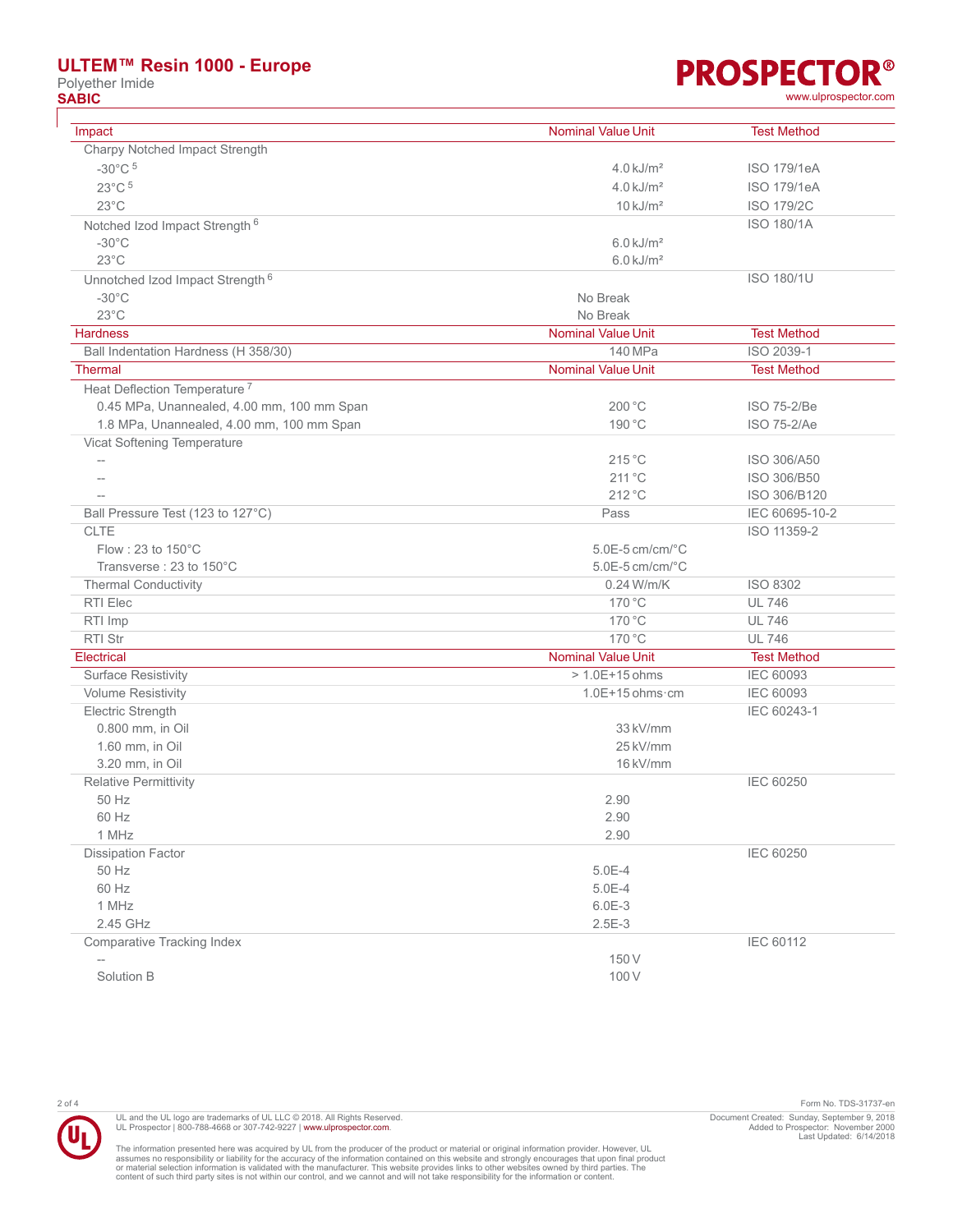| Impact | Nominal Value Unit | Test Method |
| --- | --- | --- |
| Charpy Notched Impact Strength | | |
| -30°C [5] | 4.0 kJ/m² | ISO 179/1eA |
| 23°C [5] | 4.0 kJ/m² | ISO 179/1eA |
| 23°C | 10 kJ/m² | ISO 179/2C |
| Notched Izod Impact Strength [6] | | ISO 180/1A |
| -30°C | 6.0 kJ/m² | |
| 23°C | 6.0 kJ/m² | |
| Unnotched Izod Impact Strength [6] | | ISO 180/1U |
| -30°C | No Break | |
| 23°C | No Break | |

| Hardness | Nominal Value Unit | Test Method |
| --- | --- | --- |
| Ball Indentation Hardness (H 358/30) | 140 MPa | ISO 2039-1 |

| Thermal | Nominal Value Unit | Test Method |
| --- | --- | --- |
| Heat Deflection Temperature [7] | | |
| 0.45 MPa, Unannealed, 4.00 mm, 100 mm Span | 200 °C | ISO 75-2/Be |
| 1.8 MPa, Unannealed, 4.00 mm, 100 mm Span | 190 °C | ISO 75-2/Ae |
| Vicat Softening Temperature | | |
| -- | 215 °C | ISO 306/A50 |
| -- | 211 °C | ISO 306/B50 |
| -- | 212 °C | ISO 306/B120 |
| Ball Pressure Test (123 to 127°C) | Pass | IEC 60695-10-2 |
| CLTE | | ISO 11359-2 |
| Flow : 23 to 150°C | 5.0E-5 cm/cm/°C | |
| Transverse : 23 to 150°C | 5.0E-5 cm/cm/°C | |
| Thermal Conductivity | 0.24 W/m/K | ISO 8302 |
| RTI Elec | 170 °C | UL 746 |
| RTI Imp | 170 °C | UL 746 |
| RTI Str | 170 °C | UL 746 |

| Electrical | Nominal Value Unit | Test Method |
| --- | --- | --- |
| Surface Resistivity | > 1.0E+15 ohms | IEC 60093 |
| Volume Resistivity | 1.0E+15 ohms·cm | IEC 60093 |
| Electric Strength | | IEC 60243-1 |
| 0.800 mm, in Oil | 33 kV/mm | |
| 1.60 mm, in Oil | 25 kV/mm | |
| 3.20 mm, in Oil | 16 kV/mm | |
| Relative Permittivity | | IEC 60250 |
| 50 Hz | 2.90 | |
| 60 Hz | 2.90 | |
| 1 MHz | 2.90 | |
| Dissipation Factor | | IEC 60250 |
| 50 Hz | 5.0E-4 | |
| 60 Hz | 5.0E-4 | |
| 1 MHz | 6.0E-3 | |
| 2.45 GHz | 2.5E-3 | |
| Comparative Tracking Index | | IEC 60112 |
| -- | 150 V | |
| Solution B | 100 V | |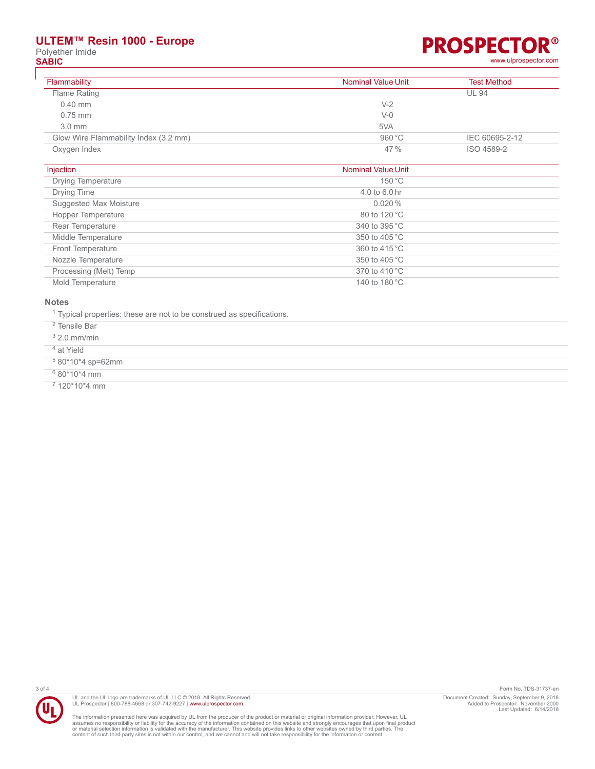| Flammability | Nominal Value Unit | Test Method |
|---|---|---|
| Flame Rating | | UL 94 |
| 0.40 mm | V-2 | |
| 0.75 mm | V-0 | |
| 3.0 mm | 5VA | |
| Glow Wire Flammability Index (3.2 mm) | 960 °C | IEC 60695-2-12 |
| Oxygen Index | 47 % | ISO 4589-2 |

| Injection | Nominal Value Unit |
|---|---|
| Drying Temperature | 150 °C |
| Drying Time | 4.0 to 6.0 hr |
| Suggested Max Moisture | 0.020 % |
| Hopper Temperature | 80 to 120 °C |
| Rear Temperature | 340 to 395 °C |
| Middle Temperature | 350 to 405 °C |
| Front Temperature | 360 to 415 °C |
| Nozzle Temperature | 350 to 405 °C |
| Processing (Melt) Temp | 370 to 410 °C |
| Mold Temperature | 140 to 180 °C |

## Notes

[1] Typical properties: these are not to be construed as specifications.

[2] Tensile Bar

[3] 2.0 mm/min

[4] at Yield

[5] 80*10*4 sp=62mm

[6] 80*10*4 mm

[7] 120*10*4 mm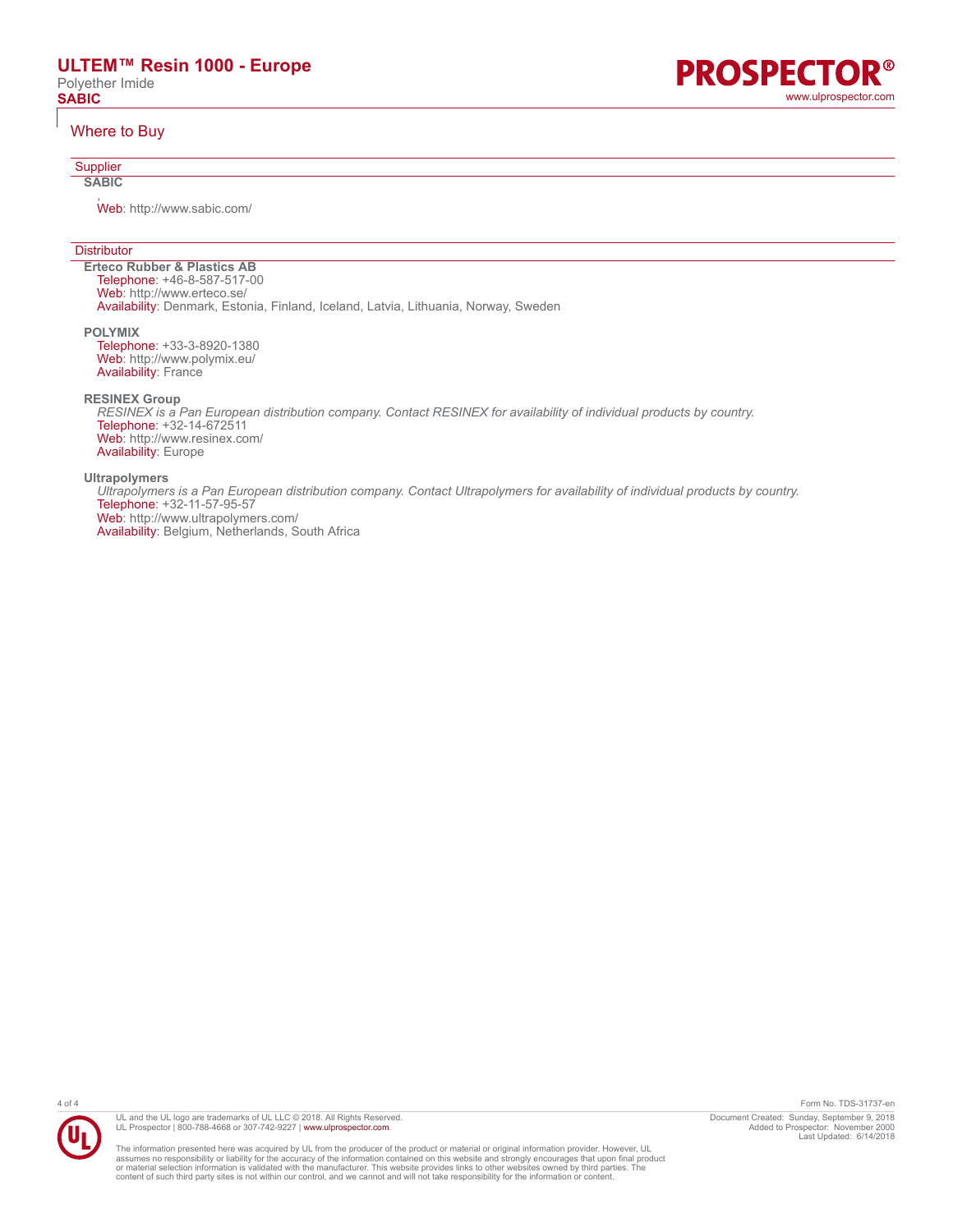## Where to Buy

### Supplier

**SABIC**

,
Web: http://www.sabic.com/

### Distributor

**Erteco Rubber & Plastics AB**
Telephone: +46-8-587-517-00
Web: http://www.erteco.se/
Availability: Denmark, Estonia, Finland, Iceland, Latvia, Lithuania, Norway, Sweden

**POLYMIX**
Telephone: +33-3-8920-1380
Web: http://www.polymix.eu/
Availability: France

**RESINEX Group**
*RESINEX is a Pan European distribution company. Contact RESINEX for availability of individual products by country.*
Telephone: +32-14-672511
Web: http://www.resinex.com/
Availability: Europe

**Ultrapolymers**
*Ultrapolymers is a Pan European distribution company. Contact Ultrapolymers for availability of individual products by country.*
Telephone: +32-11-57-95-57
Web: http://www.ultrapolymers.com/
Availability: Belgium, Netherlands, South Africa